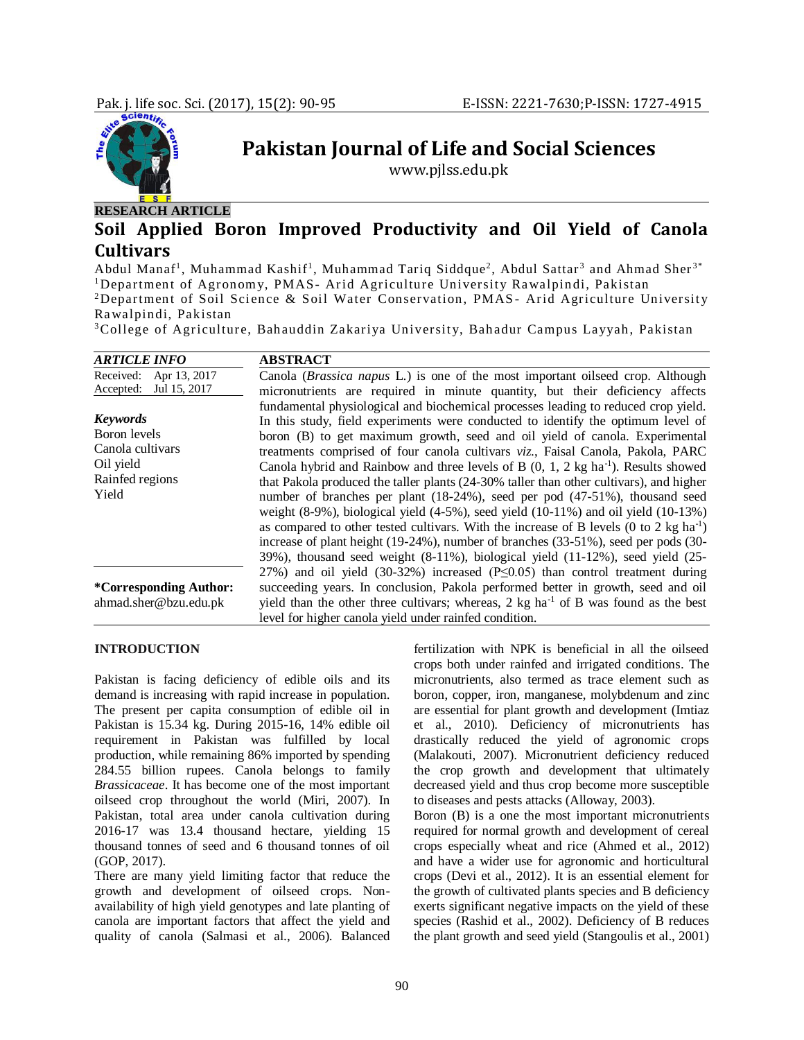RESEARCH ARTICLE

# Soil Applied Boron Improved Productivity and Oil Yield of Canola Cultivars

Abdul Manaf[1], Muhammad Kashif[1], Muhammad Tariq Siddque[2], Abdul Sattar[3] and Ahmad Sher[3*]

[1]Department of Agronomy, PMAS- Arid Agriculture University Rawalpindi, Pakistan

[2]Department of Soil Science & Soil Water Conservation, PMAS- Arid Agriculture University Rawalpindi, Pakistan

[3]College of Agriculture, Bahauddin Zakariya University, Bahadur Campus Layyah, Pakistan

| ***ARTICLE INFO*** | |
|---|---|
| Received: | Apr 13, 2017 |
| Accepted: | Jul 15, 2017 |

***Keywords***

Boron levels
Canola cultivars
Oil yield
Rainfed regions
Yield

**\*Corresponding Author:**
ahmad.sher@bzu.edu.pk

## ABSTRACT

Canola (*Brassica napus* L.) is one of the most important oilseed crop. Although micronutrients are required in minute quantity, but their deficiency affects fundamental physiological and biochemical processes leading to reduced crop yield. In this study, field experiments were conducted to identify the optimum level of boron (B) to get maximum growth, seed and oil yield of canola. Experimental treatments comprised of four canola cultivars *viz.*, Faisal Canola, Pakola, PARC Canola hybrid and Rainbow and three levels of B (0, 1, 2 kg ha$^{-1}$). Results showed that Pakola produced the taller plants (24-30% taller than other cultivars), and higher number of branches per plant (18-24%), seed per pod (47-51%), thousand seed weight (8-9%), biological yield (4-5%), seed yield (10-11%) and oil yield (10-13%) as compared to other tested cultivars. With the increase of B levels (0 to 2 kg ha$^{-1}$) increase of plant height (19-24%), number of branches (33-51%), seed per pods (30-39%), thousand seed weight (8-11%), biological yield (11-12%), seed yield (25-27%) and oil yield (30-32%) increased ($P \leq 0.05$) than control treatment during succeeding years. In conclusion, Pakola performed better in growth, seed and oil yield than the other three cultivars; whereas, 2 kg ha$^{-1}$ of B was found as the best level for higher canola yield under rainfed condition.

## INTRODUCTION

Pakistan is facing deficiency of edible oils and its demand is increasing with rapid increase in population. The present per capita consumption of edible oil in Pakistan is 15.34 kg. During 2015-16, 14% edible oil requirement in Pakistan was fulfilled by local production, while remaining 86% imported by spending 284.55 billion rupees. Canola belongs to family *Brassicaceae*. It has become one of the most important oilseed crop throughout the world (Miri, 2007). In Pakistan, total area under canola cultivation during 2016-17 was 13.4 thousand hectare, yielding 15 thousand tonnes of seed and 6 thousand tonnes of oil (GOP, 2017).

There are many yield limiting factor that reduce the growth and development of oilseed crops. Non-availability of high yield genotypes and late planting of canola are important factors that affect the yield and quality of canola (Salmasi et al., 2006). Balanced fertilization with NPK is beneficial in all the oilseed crops both under rainfed and irrigated conditions. The micronutrients, also termed as trace element such as boron, copper, iron, manganese, molybdenum and zinc are essential for plant growth and development (Imtiaz et al., 2010). Deficiency of micronutrients has drastically reduced the yield of agronomic crops (Malakouti, 2007). Micronutrient deficiency reduced the crop growth and development that ultimately decreased yield and thus crop become more susceptible to diseases and pests attacks (Alloway, 2003).

Boron (B) is a one the most important micronutrients required for normal growth and development of cereal crops especially wheat and rice (Ahmed et al., 2012) and have a wider use for agronomic and horticultural crops (Devi et al., 2012). It is an essential element for the growth of cultivated plants species and B deficiency exerts significant negative impacts on the yield of these species (Rashid et al., 2002). Deficiency of B reduces the plant growth and seed yield (Stangoulis et al., 2001)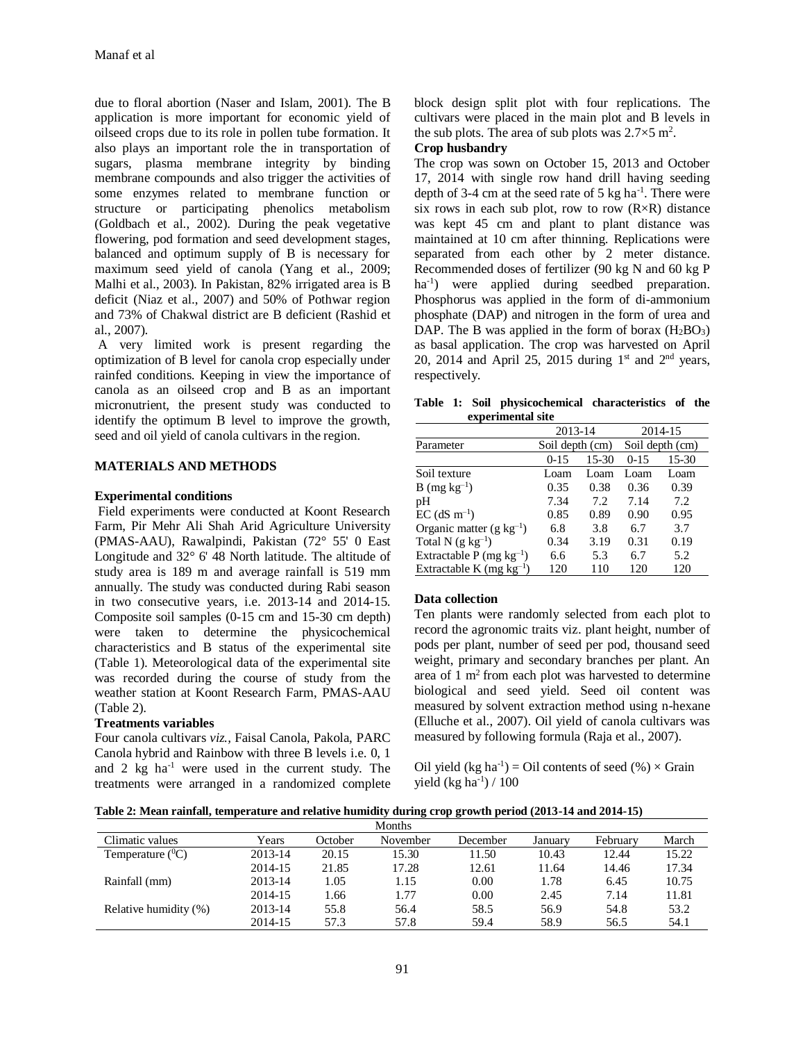due to floral abortion (Naser and Islam, 2001). The B application is more important for economic yield of oilseed crops due to its role in pollen tube formation. It also plays an important role the in transportation of sugars, plasma membrane integrity by binding membrane compounds and also trigger the activities of some enzymes related to membrane function or structure or participating phenolics metabolism (Goldbach et al., 2002). During the peak vegetative flowering, pod formation and seed development stages, balanced and optimum supply of B is necessary for maximum seed yield of canola (Yang et al., 2009; Malhi et al., 2003). In Pakistan, 82% irrigated area is B deficit (Niaz et al., 2007) and 50% of Pothwar region and 73% of Chakwal district are B deficient (Rashid et al., 2007).

A very limited work is present regarding the optimization of B level for canola crop especially under rainfed conditions. Keeping in view the importance of canola as an oilseed crop and B as an important micronutrient, the present study was conducted to identify the optimum B level to improve the growth, seed and oil yield of canola cultivars in the region.

## MATERIALS AND METHODS

### Experimental conditions

Field experiments were conducted at Koont Research Farm, Pir Mehr Ali Shah Arid Agriculture University (PMAS-AAU), Rawalpindi, Pakistan (72° 55' 0 East Longitude and 32° 6' 48 North latitude. The altitude of study area is 189 m and average rainfall is 519 mm annually. The study was conducted during Rabi season in two consecutive years, i.e. 2013-14 and 2014-15. Composite soil samples (0-15 cm and 15-30 cm depth) were taken to determine the physicochemical characteristics and B status of the experimental site (Table 1). Meteorological data of the experimental site was recorded during the course of study from the weather station at Koont Research Farm, PMAS-AAU (Table 2).

### Treatments variables

Four canola cultivars *viz.*, Faisal Canola, Pakola, PARC Canola hybrid and Rainbow with three B levels i.e. 0, 1 and 2 kg ha$^{-1}$ were used in the current study. The treatments were arranged in a randomized complete block design split plot with four replications. The cultivars were placed in the main plot and B levels in the sub plots. The area of sub plots was 2.7×5 m$^2$.

### Crop husbandry

The crop was sown on October 15, 2013 and October 17, 2014 with single row hand drill having seeding depth of 3-4 cm at the seed rate of 5 kg ha$^{-1}$. There were six rows in each sub plot, row to row (R×R) distance was kept 45 cm and plant to plant distance was maintained at 10 cm after thinning. Replications were separated from each other by 2 meter distance. Recommended doses of fertilizer (90 kg N and 60 kg P ha$^{-1}$) were applied during seedbed preparation. Phosphorus was applied in the form of di-ammonium phosphate (DAP) and nitrogen in the form of urea and DAP. The B was applied in the form of borax ($H_2BO_3$) as basal application. The crop was harvested on April 20, 2014 and April 25, 2015 during 1$^{st}$ and 2$^{nd}$ years, respectively.

**Table 1: Soil physicochemical characteristics of the experimental site**

| | 2013-14 | | 2014-15 | |
|---|---|---|---|---|
| Parameter | Soil depth (cm) | | Soil depth (cm) | |
| | 0-15 | 15-30 | 0-15 | 15-30 |
| Soil texture | Loam | Loam | Loam | Loam |
| B (mg kg$^{-1}$) | 0.35 | 0.38 | 0.36 | 0.39 |
| pH | 7.34 | 7.2 | 7.14 | 7.2 |
| EC (dS m$^{-1}$) | 0.85 | 0.89 | 0.90 | 0.95 |
| Organic matter (g kg$^{-1}$) | 6.8 | 3.8 | 6.7 | 3.7 |
| Total N (g kg$^{-1}$) | 0.34 | 3.19 | 0.31 | 0.19 |
| Extractable P (mg kg$^{-1}$) | 6.6 | 5.3 | 6.7 | 5.2 |
| Extractable K (mg kg$^{-1}$) | 120 | 110 | 120 | 120 |

### Data collection

Ten plants were randomly selected from each plot to record the agronomic traits viz. plant height, number of pods per plant, number of seed per pod, thousand seed weight, primary and secondary branches per plant. An area of 1 m$^2$ from each plot was harvested to determine biological and seed yield. Seed oil content was measured by solvent extraction method using n-hexane (Elluche et al., 2007). Oil yield of canola cultivars was measured by following formula (Raja et al., 2007).

Oil yield (kg ha$^{-1}$) = Oil contents of seed (%) × Grain yield (kg ha$^{-1}$) / 100

**Table 2: Mean rainfall, temperature and relative humidity during crop growth period (2013-14 and 2014-15)**

| | | Months | | | | | |
|---|---|---|---|---|---|---|---|
| Climatic values | Years | October | November | December | January | February | March |
| Temperature ($^0$C) | 2013-14 | 20.15 | 15.30 | 11.50 | 10.43 | 12.44 | 15.22 |
| | 2014-15 | 21.85 | 17.28 | 12.61 | 11.64 | 14.46 | 17.34 |
| Rainfall (mm) | 2013-14 | 1.05 | 1.15 | 0.00 | 1.78 | 6.45 | 10.75 |
| | 2014-15 | 1.66 | 1.77 | 0.00 | 2.45 | 7.14 | 11.81 |
| Relative humidity (%) | 2013-14 | 55.8 | 56.4 | 58.5 | 56.9 | 54.8 | 53.2 |
| | 2014-15 | 57.3 | 57.8 | 59.4 | 58.9 | 56.5 | 54.1 |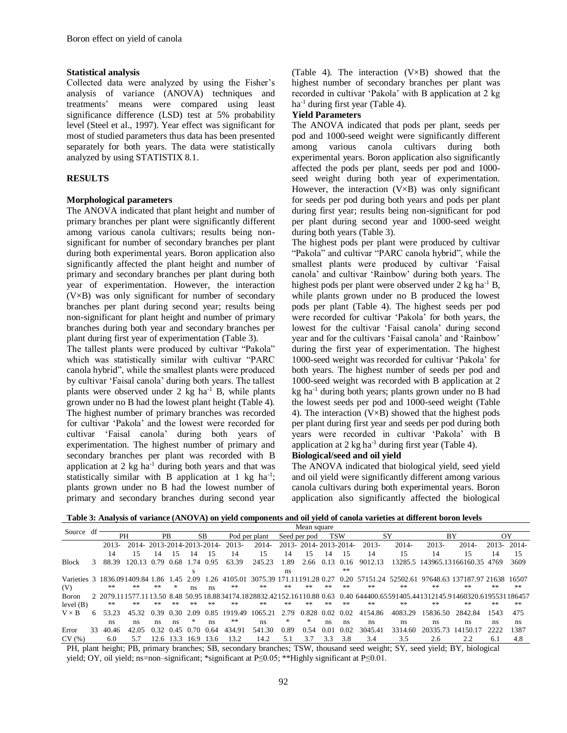**Statistical analysis**

Collected data were analyzed by using the Fisher's analysis of variance (ANOVA) techniques and treatments' means were compared using least significance difference (LSD) test at 5% probability level (Steel et al., 1997). Year effect was significant for most of studied parameters thus data has been presented separately for both years. The data were statistically analyzed by using STATISTIX 8.1.

## RESULTS

**Morphological parameters**

The ANOVA indicated that plant height and number of primary branches per plant were significantly different among various canola cultivars; results being non-significant for number of secondary branches per plant during both experimental years. Boron application also significantly affected the plant height and number of primary and secondary branches per plant during both year of experimentation. However, the interaction (V×B) was only significant for number of secondary branches per plant during second year; results being non-significant for plant height and number of primary branches during both year and secondary branches per plant during first year of experimentation (Table 3).

The tallest plants were produced by cultivar "Pakola" which was statistically similar with cultivar "PARC canola hybrid", while the smallest plants were produced by cultivar 'Faisal canola' during both years. The tallest plants were observed under 2 kg ha$^{-1}$ B, while plants grown under no B had the lowest plant height (Table 4). The highest number of primary branches was recorded for cultivar 'Pakola' and the lowest were recorded for cultivar 'Faisal canola' during both years of experimentation. The highest number of primary and secondary branches per plant was recorded with B application at 2 kg ha$^{-1}$ during both years and that was statistically similar with B application at 1 kg ha$^{-1}$; plants grown under no B had the lowest number of primary and secondary branches during second year (Table 4). The interaction (V×B) showed that the highest number of secondary branches per plant was recorded in cultivar 'Pakola' with B application at 2 kg ha$^{-1}$ during first year (Table 4).

**Yield Parameters**

The ANOVA indicated that pods per plant, seeds per pod and 1000-seed weight were significantly different among various canola cultivars during both experimental years. Boron application also significantly affected the pods per plant, seeds per pod and 1000-seed weight during both year of experimentation. However, the interaction (V×B) was only significant for seeds per pod during both years and pods per plant during first year; results being non-significant for pod per plant during second year and 1000-seed weight during both years (Table 3).

The highest pods per plant were produced by cultivar "Pakola" and cultivar "PARC canola hybrid", while the smallest plants were produced by cultivar 'Faisal canola' and cultivar 'Rainbow' during both years. The highest pods per plant were observed under 2 kg ha$^{-1}$ B, while plants grown under no B produced the lowest pods per plant (Table 4). The highest seeds per pod were recorded for cultivar 'Pakola' for both years, the lowest for the cultivar 'Faisal canola' during second year and for the cultivars 'Faisal canola' and 'Rainbow' during the first year of experimentation. The highest 1000-seed weight was recorded for cultivar 'Pakola' for both years. The highest number of seeds per pod and 1000-seed weight was recorded with B application at 2 kg ha$^{-1}$ during both years; plants grown under no B had the lowest seeds per pod and 1000-seed weight (Table 4). The interaction (V×B) showed that the highest pods per plant during first year and seeds per pod during both years were recorded in cultivar 'Pakola' with B application at 2 kg ha$^{-1}$ during first year (Table 4).

**Biological/seed and oil yield**

The ANOVA indicated that biological yield, seed yield and oil yield were significantly different among various canola cultivars during both experimental years. Boron application also significantly affected the biological

**Table 3: Analysis of variance (ANOVA) on yield components and oil yield of canola varieties at different boron levels**

| Source | df | PH | | PB | | SB | | Pod per plant | | Seed per pod | | TSW | | SY | | BY | | OY | |
|---|---|---|---|---|---|---|---|---|---|---|---|---|---|---|---|---|---|---|---|
| | | 2013-14 | 2014-15 | 2013-14 | 2014-15 | 2013-14 | 2014-15 | 2013-14 | 2014-15 | 2013-14 | 2014-15 | 2013-14 | 2014-15 | 2013-14 | 2014-15 | 2013-14 | 2014-15 | 2013-14 | 2014-15 |
| Block | 3 | 88.39 | 120.13 | 0.79 | 0.68 | 1.74 s | 0.95 | 63.39 | 245.23 | 1.89 ns | 2.66 | 0.13 | 0.16 ** | 9012.13 | 13285.5 | 143965.13 | 166160.35 | 4769 | 3609 |
| Varieties (V) | 3 | 1836.09 ** | 1409.84 ** | 1.86 ** | 1.45 * | 2.09 ns | 1.26 ns | 4105.01 ** | 3075.39 ** | 171.11 ** | 191.28 ** | 0.27 ** | 0.20 ** | 57151.24 ** | 52502.61 ** | 97648.63 ** | 137187.97 ** | 21638 ** | 16507 ** |
| Boron level (B) | 2 | 2079.11 ** | 1577.11 ** | 13.50 ** | 8.48 ** | 50.95 ** | 18.88 ** | 34174.18 ** | 28832.42 ** | 152.16 ** | 110.88 ** | 0.63 ** | 0.40 ** | 644400.65 ** | 591405.44 ** | 1312145.91 ** | 1460320.61 ** | 95533 ** | 1186457 ** |
| V × B | 6 | 53.23 ns | 45.32 ns | 0.39 ns | 0.30 ns | 2.09 * | 0.85 ns | 1919.49 ** | 1065.21 ns | 2.79 * | 0.828 * | 0.02 ns | 0.02 ns | 4154.86 ns | 4083.29 ns | 15836.50 ns | 2842.84 ns | 1543 ns | 475 ns |
| Error | 33 | 40.46 | 42.05 | 0.32 | 0.45 | 0.70 | 0.64 | 434.91 | 541.30 | 0.89 | 0.54 | 0.01 | 0.02 | 3045.41 | 3314.60 | 20335.73 | 14150.17 | 2222 | 1387 |
| CV (%) | | 6.0 | 5.7 | 12.6 | 13.3 | 16.9 | 13.6 | 13.2 | 14.2 | 5.1 | 3.7 | 3.3 | 3.8 | 3.4 | 3.5 | 2.6 | 2.2 | 6.1 | 4.8 |

PH, plant height; PB, primary branches; SB, secondary branches; TSW, thousand seed weight; SY, seed yield; BY, biological yield; OY, oil yield; ns=non–significant; *significant at P≤0.05; **Highly significant at P≤0.01.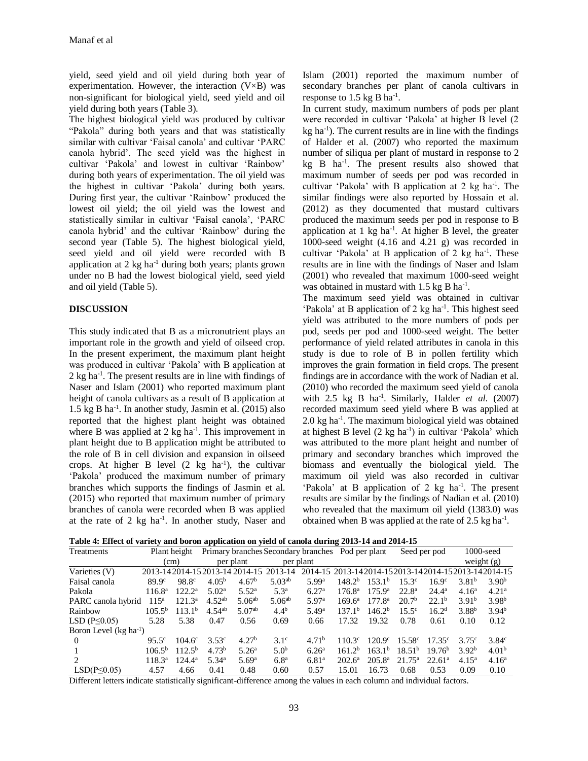yield, seed yield and oil yield during both year of experimentation. However, the interaction (V×B) was non-significant for biological yield, seed yield and oil yield during both years (Table 3).

The highest biological yield was produced by cultivar "Pakola" during both years and that was statistically similar with cultivar 'Faisal canola' and cultivar 'PARC canola hybrid'. The seed yield was the highest in cultivar 'Pakola' and lowest in cultivar 'Rainbow' during both years of experimentation. The oil yield was the highest in cultivar 'Pakola' during both years. During first year, the cultivar 'Rainbow' produced the lowest oil yield; the oil yield was the lowest and statistically similar in cultivar 'Faisal canola', 'PARC canola hybrid' and the cultivar 'Rainbow' during the second year (Table 5). The highest biological yield, seed yield and oil yield were recorded with B application at 2 kg ha$^{-1}$ during both years; plants grown under no B had the lowest biological yield, seed yield and oil yield (Table 5).

## DISCUSSION

This study indicated that B as a micronutrient plays an important role in the growth and yield of oilseed crop. In the present experiment, the maximum plant height was produced in cultivar 'Pakola' with B application at 2 kg ha$^{-1}$. The present results are in line with findings of Naser and Islam (2001) who reported maximum plant height of canola cultivars as a result of B application at 1.5 kg B ha$^{-1}$. In another study, Jasmin et al. (2015) also reported that the highest plant height was obtained where B was applied at 2 kg ha$^{-1}$. This improvement in plant height due to B application might be attributed to the role of B in cell division and expansion in oilseed crops. At higher B level (2 kg ha$^{-1}$), the cultivar 'Pakola' produced the maximum number of primary branches which supports the findings of Jasmin et al. (2015) who reported that maximum number of primary branches of canola were recorded when B was applied at the rate of 2 kg ha$^{-1}$. In another study, Naser and Islam (2001) reported the maximum number of secondary branches per plant of canola cultivars in response to 1.5 kg B ha$^{-1}$.

In current study, maximum numbers of pods per plant were recorded in cultivar 'Pakola' at higher B level (2 kg ha$^{-1}$). The current results are in line with the findings of Halder et al. (2007) who reported the maximum number of siliqua per plant of mustard in response to 2 kg B ha$^{-1}$. The present results also showed that maximum number of seeds per pod was recorded in cultivar 'Pakola' with B application at 2 kg ha$^{-1}$. The similar findings were also reported by Hossain et al. (2012) as they documented that mustard cultivars produced the maximum seeds per pod in response to B application at 1 kg ha$^{-1}$. At higher B level, the greater 1000-seed weight (4.16 and 4.21 g) was recorded in cultivar 'Pakola' at B application of 2 kg ha$^{-1}$. These results are in line with the findings of Naser and Islam (2001) who revealed that maximum 1000-seed weight was obtained in mustard with 1.5 kg B ha$^{-1}$.

The maximum seed yield was obtained in cultivar 'Pakola' at B application of 2 kg ha$^{-1}$. This highest seed yield was attributed to the more numbers of pods per pod, seeds per pod and 1000-seed weight. The better performance of yield related attributes in canola in this study is due to role of B in pollen fertility which improves the grain formation in field crops. The present findings are in accordance with the work of Nadian et al. (2010) who recorded the maximum seed yield of canola with 2.5 kg B ha$^{-1}$. Similarly, Halder *et al.* (2007) recorded maximum seed yield where B was applied at 2.0 kg ha$^{-1}$. The maximum biological yield was obtained at highest B level (2 kg ha$^{-1}$) in cultivar 'Pakola' which was attributed to the more plant height and number of primary and secondary branches which improved the biomass and eventually the biological yield. The maximum oil yield was also recorded in cultivar 'Pakola' at B application of 2 kg ha$^{-1}$. The present results are similar by the findings of Nadian et al. (2010) who revealed that the maximum oil yield (1383.0) was obtained when B was applied at the rate of 2.5 kg ha$^{-1}$.

**Table 4: Effect of variety and boron application on yield of canola during 2013-14 and 2014-15**

| Treatments | Plant height (cm) | | Primary branches per plant | | Secondary branches per plant | | Pod per plant | | Seed per pod | | 1000-seed weight (g) | |
|---|---|---|---|---|---|---|---|---|---|---|---|---|
| Varieties (V) | 2013-14 | 2014-15 | 2013-14 | 2014-15 | 2013-14 | 2014-15 | 2013-14 | 2014-15 | 2013-14 | 2014-15 | 2013-14 | 2014-15 |
| Faisal canola | 89.9$^{c}$ | 98.8$^{c}$ | 4.05$^{b}$ | 4.67$^{b}$ | 5.03$^{ab}$ | 5.99$^{a}$ | 148.2$^{b}$ | 153.1$^{b}$ | 15.3$^{c}$ | 16.9$^{c}$ | 3.81$^{b}$ | 3.90$^{b}$ |
| Pakola | 116.8$^{a}$ | 122.2$^{a}$ | 5.02$^{a}$ | 5.52$^{a}$ | 5.3$^{a}$ | 6.27$^{a}$ | 176.8$^{a}$ | 175.9$^{a}$ | 22.8$^{a}$ | 24.4$^{a}$ | 4.16$^{a}$ | 4.21$^{a}$ |
| PARC canola hybrid | 115$^{a}$ | 121.3$^{a}$ | 4.52$^{ab}$ | 5.06$^{ab}$ | 5.06$^{ab}$ | 5.97$^{a}$ | 169.6$^{a}$ | 177.8$^{a}$ | 20.7$^{b}$ | 22.1$^{b}$ | 3.91$^{b}$ | 3.98$^{b}$ |
| Rainbow | 105.5$^{b}$ | 113.1$^{b}$ | 4.54$^{ab}$ | 5.07$^{ab}$ | 4.4$^{b}$ | 5.49$^{a}$ | 137.1$^{b}$ | 146.2$^{b}$ | 15.5$^{c}$ | 16.2$^{d}$ | 3.88$^{b}$ | 3.94$^{b}$ |
| LSD ($P \leq 0.05$) | 5.28 | 5.38 | 0.47 | 0.56 | 0.69 | 0.66 | 17.32 | 19.32 | 0.78 | 0.61 | 0.10 | 0.12 |
| Boron Level (kg ha$^{-1}$) | | | | | | | | | | | | |
| 0 | 95.5$^{c}$ | 104.6$^{c}$ | 3.53$^{c}$ | 4.27$^{b}$ | 3.1$^{c}$ | 4.71$^{b}$ | 110.3$^{c}$ | 120.9$^{c}$ | 15.58$^{c}$ | 17.35$^{c}$ | 3.75$^{c}$ | 3.84$^{c}$ |
| 1 | 106.5$^{b}$ | 112.5$^{b}$ | 4.73$^{b}$ | 5.26$^{a}$ | 5.0$^{b}$ | 6.26$^{a}$ | 161.2$^{b}$ | 163.1$^{b}$ | 18.51$^{b}$ | 19.76$^{b}$ | 3.92$^{b}$ | 4.01$^{b}$ |
| 2 | 118.3$^{a}$ | 124.4$^{a}$ | 5.34$^{a}$ | 5.69$^{a}$ | 6.8$^{a}$ | 6.81$^{a}$ | 202.6$^{a}$ | 205.8$^{a}$ | 21.75$^{a}$ | 22.61$^{a}$ | 4.15$^{a}$ | 4.16$^{a}$ |
| LSD($P \leq 0.05$) | 4.57 | 4.66 | 0.41 | 0.48 | 0.60 | 0.57 | 15.01 | 16.73 | 0.68 | 0.53 | 0.09 | 0.10 |

Different letters indicate statistically significant-difference among the values in each column and individual factors.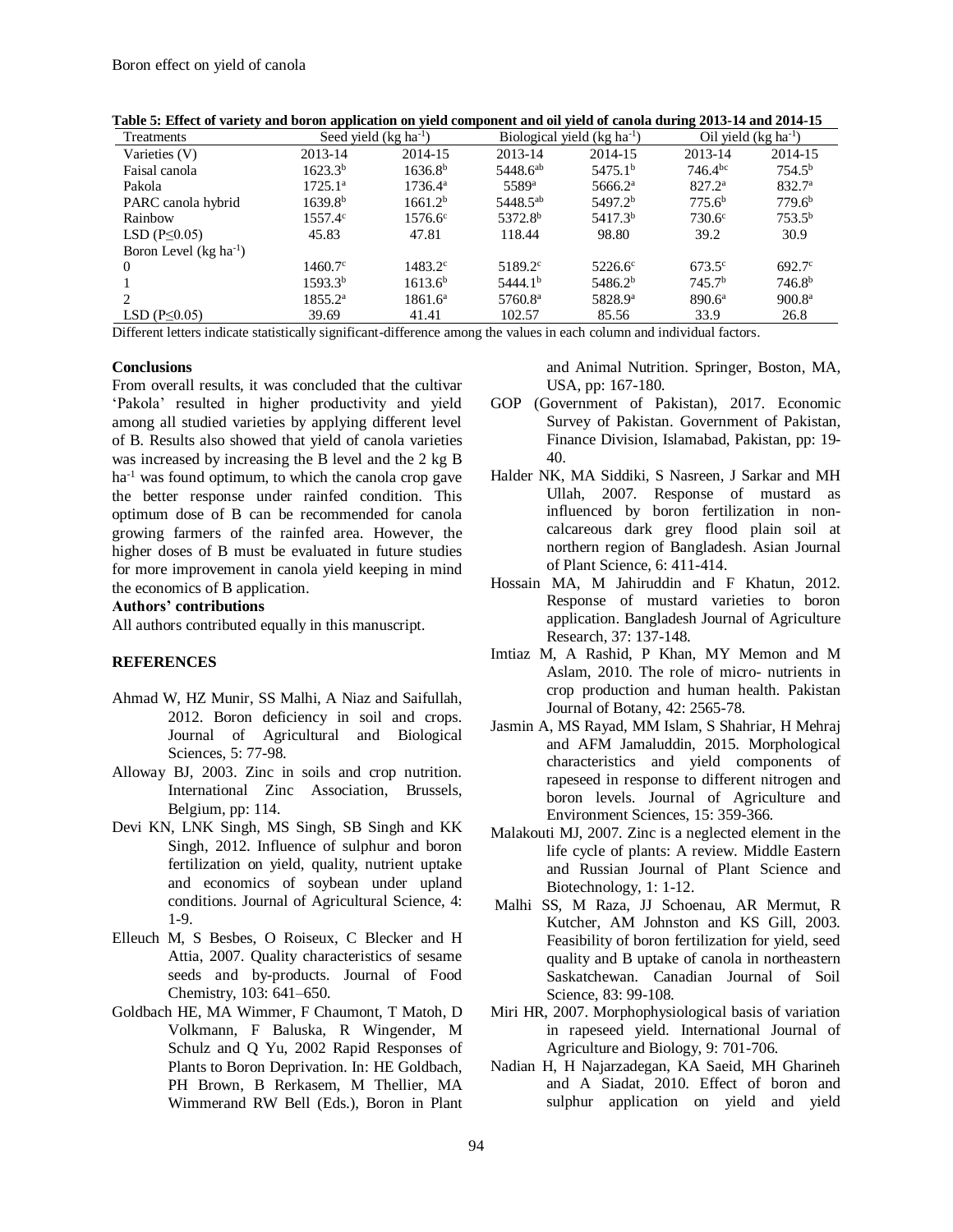**Table 5: Effect of variety and boron application on yield component and oil yield of canola during 2013-14 and 2014-15**

| Treatments | Seed yield (kg ha$^{-1}$) | | Biological yield (kg ha$^{-1}$) | | Oil yield (kg ha$^{-1}$) | |
|---|---|---|---|---|---|---|
| Varieties (V) | 2013-14 | 2014-15 | 2013-14 | 2014-15 | 2013-14 | 2014-15 |
| Faisal canola | 1623.3$^{b}$ | 1636.8$^{b}$ | 5448.6$^{ab}$ | 5475.1$^{b}$ | 746.4$^{bc}$ | 754.5$^{b}$ |
| Pakola | 1725.1$^{a}$ | 1736.4$^{a}$ | 5589$^{a}$ | 5666.2$^{a}$ | 827.2$^{a}$ | 832.7$^{a}$ |
| PARC canola hybrid | 1639.8$^{b}$ | 1661.2$^{b}$ | 5448.5$^{ab}$ | 5497.2$^{b}$ | 775.6$^{b}$ | 779.6$^{b}$ |
| Rainbow | 1557.4$^{c}$ | 1576.6$^{c}$ | 5372.8$^{b}$ | 5417.3$^{b}$ | 730.6$^{c}$ | 753.5$^{b}$ |
| LSD ($P \leq 0.05$) | 45.83 | 47.81 | 118.44 | 98.80 | 39.2 | 30.9 |
| Boron Level (kg ha$^{-1}$) | | | | | | |
| 0 | 1460.7$^{c}$ | 1483.2$^{c}$ | 5189.2$^{c}$ | 5226.6$^{c}$ | 673.5$^{c}$ | 692.7$^{c}$ |
| 1 | 1593.3$^{b}$ | 1613.6$^{b}$ | 5444.1$^{b}$ | 5486.2$^{b}$ | 745.7$^{b}$ | 746.8$^{b}$ |
| 2 | 1855.2$^{a}$ | 1861.6$^{a}$ | 5760.8$^{a}$ | 5828.9$^{a}$ | 890.6$^{a}$ | 900.8$^{a}$ |
| LSD ($P \leq 0.05$) | 39.69 | 41.41 | 102.57 | 85.56 | 33.9 | 26.8 |

Different letters indicate statistically significant-difference among the values in each column and individual factors.

## Conclusions

From overall results, it was concluded that the cultivar 'Pakola' resulted in higher productivity and yield among all studied varieties by applying different level of B. Results also showed that yield of canola varieties was increased by increasing the B level and the 2 kg B ha$^{-1}$ was found optimum, to which the canola crop gave the better response under rainfed condition. This optimum dose of B can be recommended for canola growing farmers of the rainfed area. However, the higher doses of B must be evaluated in future studies for more improvement in canola yield keeping in mind the economics of B application.

**Authors' contributions**

All authors contributed equally in this manuscript.

## REFERENCES

Ahmad W, HZ Munir, SS Malhi, A Niaz and Saifullah, 2012. Boron deficiency in soil and crops. Journal of Agricultural and Biological Sciences, 5: 77-98.

Alloway BJ, 2003. Zinc in soils and crop nutrition. International Zinc Association, Brussels, Belgium, pp: 114.

Devi KN, LNK Singh, MS Singh, SB Singh and KK Singh, 2012. Influence of sulphur and boron fertilization on yield, quality, nutrient uptake and economics of soybean under upland conditions. Journal of Agricultural Science, 4: 1-9.

Elleuch M, S Besbes, O Roiseux, C Blecker and H Attia, 2007. Quality characteristics of sesame seeds and by-products. Journal of Food Chemistry, 103: 641–650.

Goldbach HE, MA Wimmer, F Chaumont, T Matoh, D Volkmann, F Baluska, R Wingender, M Schulz and Q Yu, 2002 Rapid Responses of Plants to Boron Deprivation. In: HE Goldbach, PH Brown, B Rerkasem, M Thellier, MA Wimmerand RW Bell (Eds.), Boron in Plant and Animal Nutrition. Springer, Boston, MA, USA, pp: 167-180.

GOP (Government of Pakistan), 2017. Economic Survey of Pakistan. Government of Pakistan, Finance Division, Islamabad, Pakistan, pp: 19-40.

Halder NK, MA Siddiki, S Nasreen, J Sarkar and MH Ullah, 2007. Response of mustard as influenced by boron fertilization in non-calcareous dark grey flood plain soil at northern region of Bangladesh. Asian Journal of Plant Science, 6: 411-414.

Hossain MA, M Jahiruddin and F Khatun, 2012. Response of mustard varieties to boron application. Bangladesh Journal of Agriculture Research, 37: 137-148.

Imtiaz M, A Rashid, P Khan, MY Memon and M Aslam, 2010. The role of micro- nutrients in crop production and human health. Pakistan Journal of Botany, 42: 2565-78.

Jasmin A, MS Rayad, MM Islam, S Shahriar, H Mehraj and AFM Jamaluddin, 2015. Morphological characteristics and yield components of rapeseed in response to different nitrogen and boron levels. Journal of Agriculture and Environment Sciences, 15: 359-366.

Malakouti MJ, 2007. Zinc is a neglected element in the life cycle of plants: A review. Middle Eastern and Russian Journal of Plant Science and Biotechnology, 1: 1-12.

Malhi SS, M Raza, JJ Schoenau, AR Mermut, R Kutcher, AM Johnston and KS Gill, 2003. Feasibility of boron fertilization for yield, seed quality and B uptake of canola in northeastern Saskatchewan. Canadian Journal of Soil Science, 83: 99-108.

Miri HR, 2007. Morphophysiological basis of variation in rapeseed yield. International Journal of Agriculture and Biology, 9: 701-706.

Nadian H, H Najarzadegan, KA Saeid, MH Gharineh and A Siadat, 2010. Effect of boron and sulphur application on yield and yield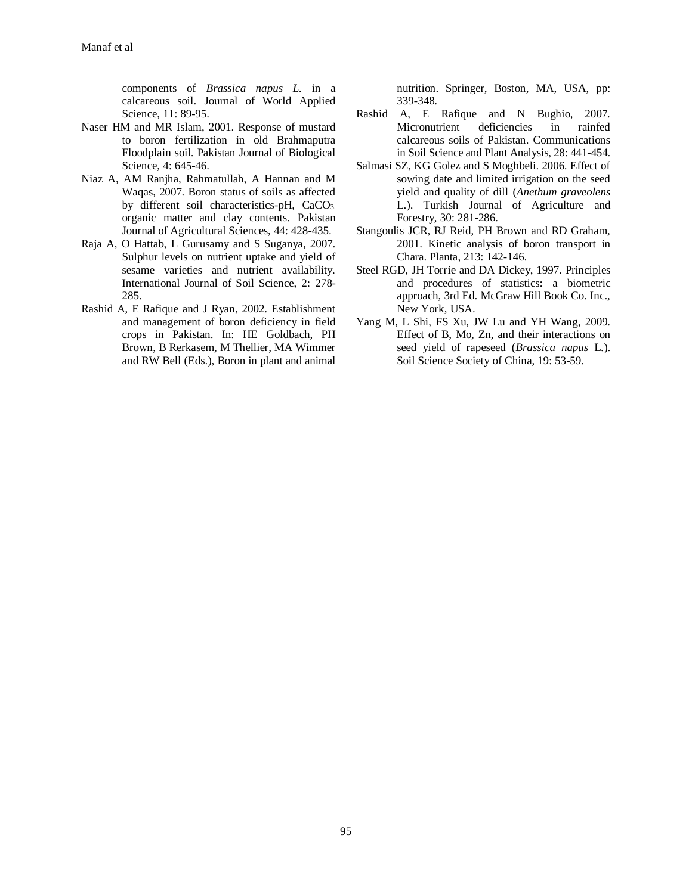components of *Brassica napus L.* in a calcareous soil. Journal of World Applied Science, 11: 89-95.

Naser HM and MR Islam, 2001. Response of mustard to boron fertilization in old Brahmaputra Floodplain soil. Pakistan Journal of Biological Science, 4: 645-46.

Niaz A, AM Ranjha, Rahmatullah, A Hannan and M Waqas, 2007. Boron status of soils as affected by different soil characteristics-pH, $CaCO_3$, organic matter and clay contents. Pakistan Journal of Agricultural Sciences, 44: 428-435.

Raja A, O Hattab, L Gurusamy and S Suganya, 2007. Sulphur levels on nutrient uptake and yield of sesame varieties and nutrient availability. International Journal of Soil Science, 2: 278-285.

Rashid A, E Rafique and J Ryan, 2002. Establishment and management of boron deficiency in field crops in Pakistan. In: HE Goldbach, PH Brown, B Rerkasem, M Thellier, MA Wimmer and RW Bell (Eds.), Boron in plant and animal nutrition. Springer, Boston, MA, USA, pp: 339-348.

Rashid A, E Rafique and N Bughio, 2007. Micronutrient deficiencies in rainfed calcareous soils of Pakistan. Communications in Soil Science and Plant Analysis, 28: 441-454.

Salmasi SZ, KG Golez and S Moghbeli. 2006. Effect of sowing date and limited irrigation on the seed yield and quality of dill (*Anethum graveolens* L.). Turkish Journal of Agriculture and Forestry, 30: 281-286.

Stangoulis JCR, RJ Reid, PH Brown and RD Graham, 2001. Kinetic analysis of boron transport in Chara. Planta, 213: 142-146.

Steel RGD, JH Torrie and DA Dickey, 1997. Principles and procedures of statistics: a biometric approach, 3rd Ed. McGraw Hill Book Co. Inc., New York, USA.

Yang M, L Shi, FS Xu, JW Lu and YH Wang, 2009. Effect of B, Mo, Zn, and their interactions on seed yield of rapeseed (*Brassica napus* L.). Soil Science Society of China, 19: 53-59.